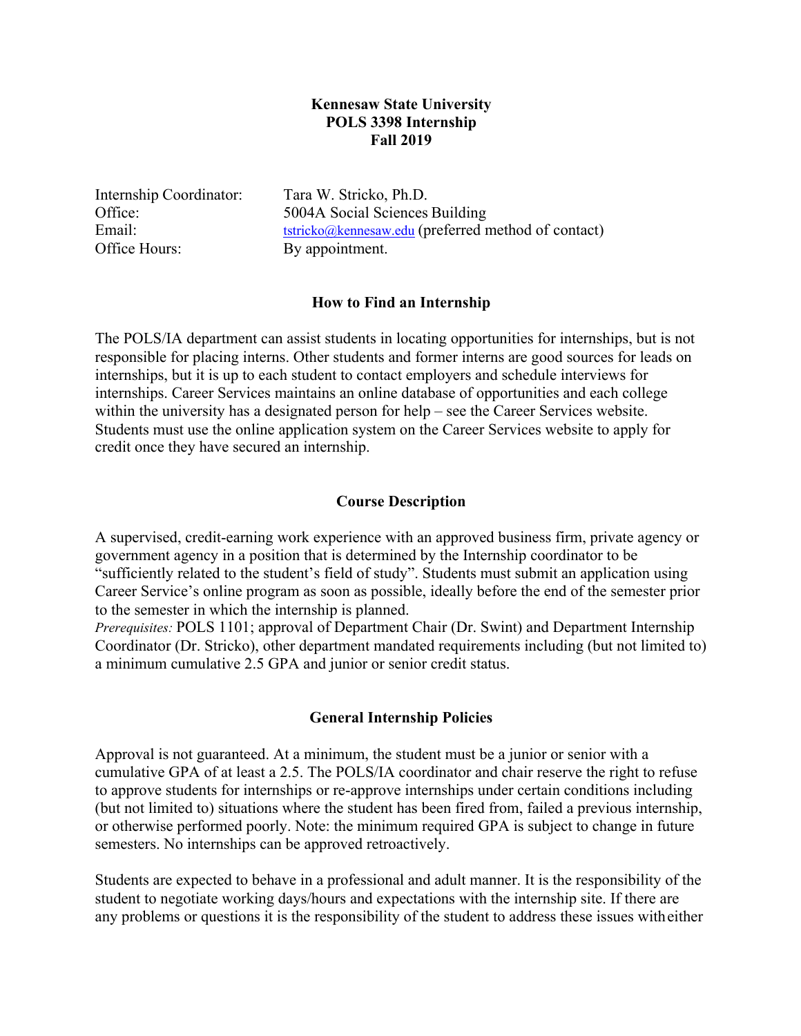**Kennesaw State University**
**POLS 3398 Internship**
**Fall 2019**

Internship Coordinator: Tara W. Stricko, Ph.D.
Office: 5004A Social Sciences Building
Email: tstricko@kennesaw.edu (preferred method of contact)
Office Hours: By appointment.

## How to Find an Internship

The POLS/IA department can assist students in locating opportunities for internships, but is not responsible for placing interns. Other students and former interns are good sources for leads on internships, but it is up to each student to contact employers and schedule interviews for internships. Career Services maintains an online database of opportunities and each college within the university has a designated person for help – see the Career Services website. Students must use the online application system on the Career Services website to apply for credit once they have secured an internship.

## Course Description

A supervised, credit-earning work experience with an approved business firm, private agency or government agency in a position that is determined by the Internship coordinator to be "sufficiently related to the student's field of study". Students must submit an application using Career Service's online program as soon as possible, ideally before the end of the semester prior to the semester in which the internship is planned.

*Prerequisites:* POLS 1101; approval of Department Chair (Dr. Swint) and Department Internship Coordinator (Dr. Stricko), other department mandated requirements including (but not limited to) a minimum cumulative 2.5 GPA and junior or senior credit status.

## General Internship Policies

Approval is not guaranteed. At a minimum, the student must be a junior or senior with a cumulative GPA of at least a 2.5. The POLS/IA coordinator and chair reserve the right to refuse to approve students for internships or re-approve internships under certain conditions including (but not limited to) situations where the student has been fired from, failed a previous internship, or otherwise performed poorly. Note: the minimum required GPA is subject to change in future semesters. No internships can be approved retroactively.

Students are expected to behave in a professional and adult manner. It is the responsibility of the student to negotiate working days/hours and expectations with the internship site. If there are any problems or questions it is the responsibility of the student to address these issues with either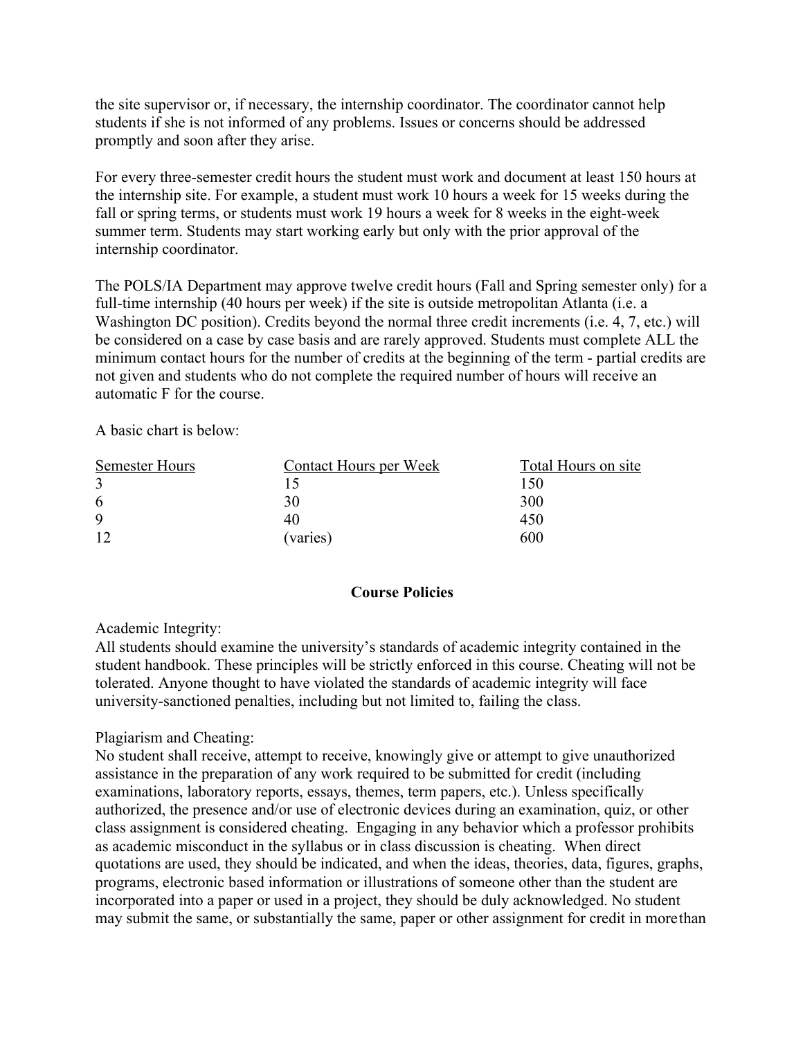the site supervisor or, if necessary, the internship coordinator. The coordinator cannot help students if she is not informed of any problems. Issues or concerns should be addressed promptly and soon after they arise.

For every three-semester credit hours the student must work and document at least 150 hours at the internship site. For example, a student must work 10 hours a week for 15 weeks during the fall or spring terms, or students must work 19 hours a week for 8 weeks in the eight-week summer term. Students may start working early but only with the prior approval of the internship coordinator.

The POLS/IA Department may approve twelve credit hours (Fall and Spring semester only) for a full-time internship (40 hours per week) if the site is outside metropolitan Atlanta (i.e. a Washington DC position). Credits beyond the normal three credit increments (i.e. 4, 7, etc.) will be considered on a case by case basis and are rarely approved. Students must complete ALL the minimum contact hours for the number of credits at the beginning of the term - partial credits are not given and students who do not complete the required number of hours will receive an automatic F for the course.

A basic chart is below:

| Semester Hours | Contact Hours per Week | Total Hours on site |
|---|---|---|
| 3 | 15 | 150 |
| 6 | 30 | 300 |
| 9 | 40 | 450 |
| 12 | (varies) | 600 |

## Course Policies

Academic Integrity:
All students should examine the university's standards of academic integrity contained in the student handbook. These principles will be strictly enforced in this course. Cheating will not be tolerated. Anyone thought to have violated the standards of academic integrity will face university-sanctioned penalties, including but not limited to, failing the class.

Plagiarism and Cheating:
No student shall receive, attempt to receive, knowingly give or attempt to give unauthorized assistance in the preparation of any work required to be submitted for credit (including examinations, laboratory reports, essays, themes, term papers, etc.). Unless specifically authorized, the presence and/or use of electronic devices during an examination, quiz, or other class assignment is considered cheating. Engaging in any behavior which a professor prohibits as academic misconduct in the syllabus or in class discussion is cheating. When direct quotations are used, they should be indicated, and when the ideas, theories, data, figures, graphs, programs, electronic based information or illustrations of someone other than the student are incorporated into a paper or used in a project, they should be duly acknowledged. No student may submit the same, or substantially the same, paper or other assignment for credit in more than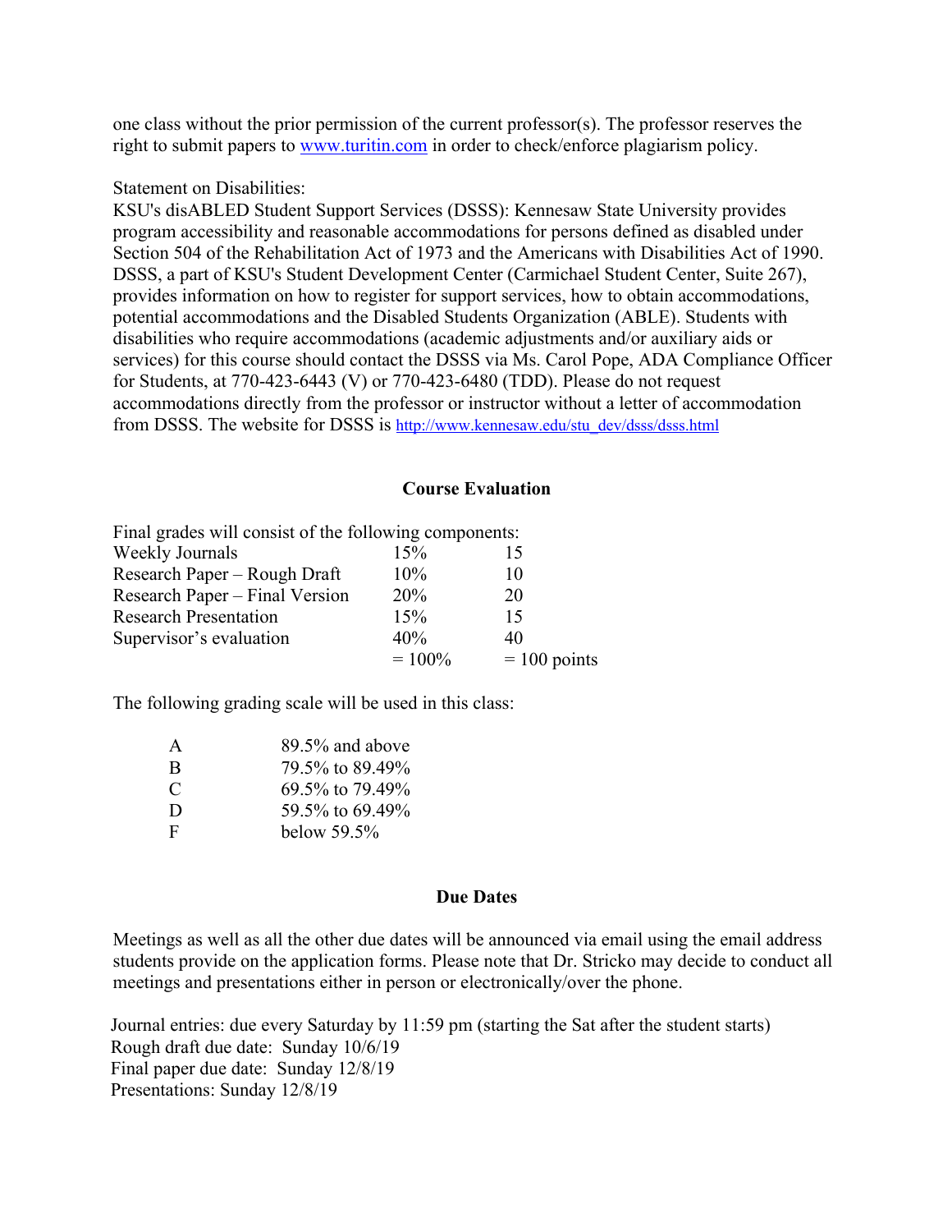one class without the prior permission of the current professor(s). The professor reserves the right to submit papers to www.turitin.com in order to check/enforce plagiarism policy.

Statement on Disabilities:
KSU's disABLED Student Support Services (DSSS): Kennesaw State University provides program accessibility and reasonable accommodations for persons defined as disabled under Section 504 of the Rehabilitation Act of 1973 and the Americans with Disabilities Act of 1990. DSSS, a part of KSU's Student Development Center (Carmichael Student Center, Suite 267), provides information on how to register for support services, how to obtain accommodations, potential accommodations and the Disabled Students Organization (ABLE). Students with disabilities who require accommodations (academic adjustments and/or auxiliary aids or services) for this course should contact the DSSS via Ms. Carol Pope, ADA Compliance Officer for Students, at 770-423-6443 (V) or 770-423-6480 (TDD). Please do not request accommodations directly from the professor or instructor without a letter of accommodation from DSSS. The website for DSSS is http://www.kennesaw.edu/stu_dev/dsss/dsss.html

## Course Evaluation

Final grades will consist of the following components:

| | | |
|---|---|---|
| Weekly Journals | 15% | 15 |
| Research Paper – Rough Draft | 10% | 10 |
| Research Paper – Final Version | 20% | 20 |
| Research Presentation | 15% | 15 |
| Supervisor's evaluation | 40% | 40 |
| | = 100% | = 100 points |

The following grading scale will be used in this class:

| | |
|---|---|
| A | 89.5% and above |
| B | 79.5% to 89.49% |
| C | 69.5% to 79.49% |
| D | 59.5% to 69.49% |
| F | below 59.5% |

## Due Dates

Meetings as well as all the other due dates will be announced via email using the email address students provide on the application forms. Please note that Dr. Stricko may decide to conduct all meetings and presentations either in person or electronically/over the phone.

Journal entries: due every Saturday by 11:59 pm (starting the Sat after the student starts)
Rough draft due date: Sunday 10/6/19
Final paper due date: Sunday 12/8/19
Presentations: Sunday 12/8/19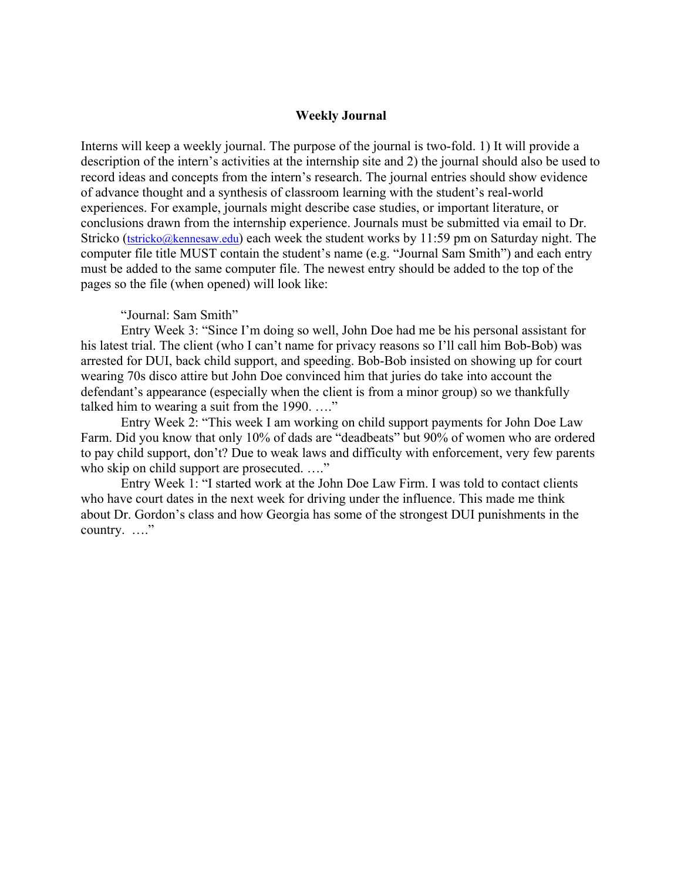## Weekly Journal

Interns will keep a weekly journal. The purpose of the journal is two-fold. 1) It will provide a description of the intern's activities at the internship site and 2) the journal should also be used to record ideas and concepts from the intern's research. The journal entries should show evidence of advance thought and a synthesis of classroom learning with the student's real-world experiences. For example, journals might describe case studies, or important literature, or conclusions drawn from the internship experience. Journals must be submitted via email to Dr. Stricko (tstricko@kennesaw.edu) each week the student works by 11:59 pm on Saturday night. The computer file title MUST contain the student's name (e.g. "Journal Sam Smith") and each entry must be added to the same computer file. The newest entry should be added to the top of the pages so the file (when opened) will look like:

"Journal: Sam Smith"

Entry Week 3: "Since I'm doing so well, John Doe had me be his personal assistant for his latest trial. The client (who I can't name for privacy reasons so I'll call him Bob-Bob) was arrested for DUI, back child support, and speeding. Bob-Bob insisted on showing up for court wearing 70s disco attire but John Doe convinced him that juries do take into account the defendant's appearance (especially when the client is from a minor group) so we thankfully talked him to wearing a suit from the 1990. …."

Entry Week 2: "This week I am working on child support payments for John Doe Law Farm. Did you know that only 10% of dads are "deadbeats" but 90% of women who are ordered to pay child support, don't? Due to weak laws and difficulty with enforcement, very few parents who skip on child support are prosecuted. …."

Entry Week 1: "I started work at the John Doe Law Firm. I was told to contact clients who have court dates in the next week for driving under the influence. This made me think about Dr. Gordon's class and how Georgia has some of the strongest DUI punishments in the country. …."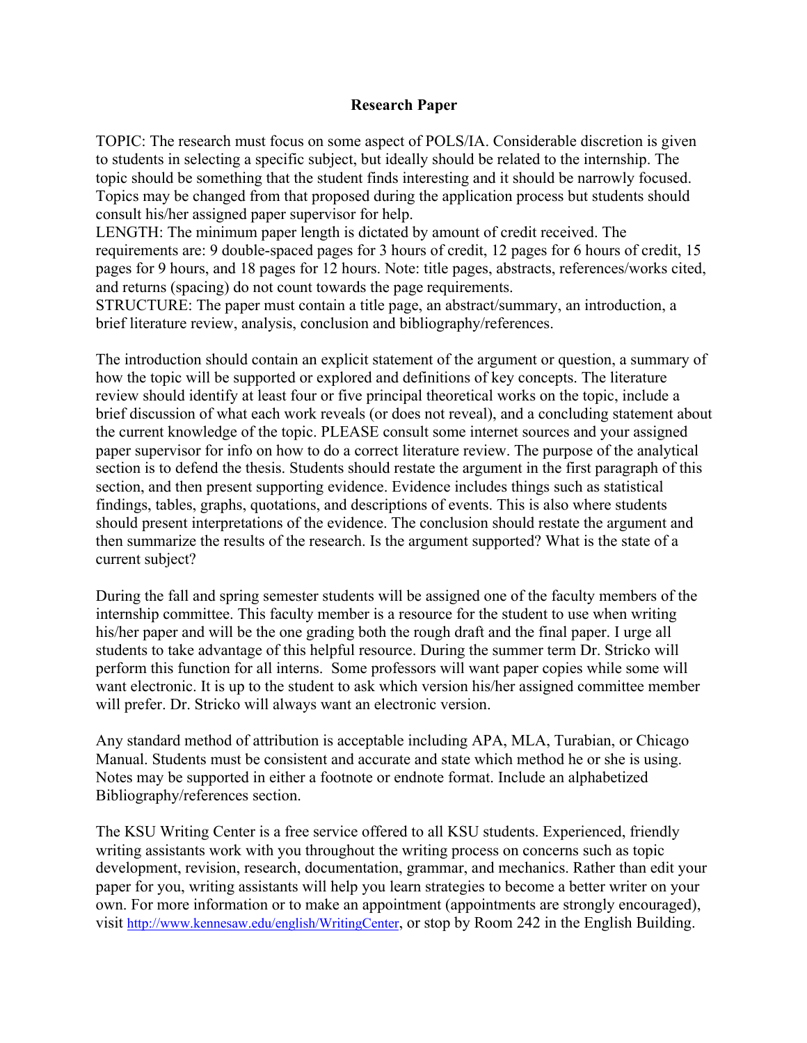# Research Paper

TOPIC: The research must focus on some aspect of POLS/IA. Considerable discretion is given to students in selecting a specific subject, but ideally should be related to the internship. The topic should be something that the student finds interesting and it should be narrowly focused. Topics may be changed from that proposed during the application process but students should consult his/her assigned paper supervisor for help.

LENGTH: The minimum paper length is dictated by amount of credit received. The requirements are: 9 double-spaced pages for 3 hours of credit, 12 pages for 6 hours of credit, 15 pages for 9 hours, and 18 pages for 12 hours. Note: title pages, abstracts, references/works cited, and returns (spacing) do not count towards the page requirements.

STRUCTURE: The paper must contain a title page, an abstract/summary, an introduction, a brief literature review, analysis, conclusion and bibliography/references.

The introduction should contain an explicit statement of the argument or question, a summary of how the topic will be supported or explored and definitions of key concepts. The literature review should identify at least four or five principal theoretical works on the topic, include a brief discussion of what each work reveals (or does not reveal), and a concluding statement about the current knowledge of the topic. PLEASE consult some internet sources and your assigned paper supervisor for info on how to do a correct literature review. The purpose of the analytical section is to defend the thesis. Students should restate the argument in the first paragraph of this section, and then present supporting evidence. Evidence includes things such as statistical findings, tables, graphs, quotations, and descriptions of events. This is also where students should present interpretations of the evidence. The conclusion should restate the argument and then summarize the results of the research. Is the argument supported? What is the state of a current subject?

During the fall and spring semester students will be assigned one of the faculty members of the internship committee. This faculty member is a resource for the student to use when writing his/her paper and will be the one grading both the rough draft and the final paper. I urge all students to take advantage of this helpful resource. During the summer term Dr. Stricko will perform this function for all interns. Some professors will want paper copies while some will want electronic. It is up to the student to ask which version his/her assigned committee member will prefer. Dr. Stricko will always want an electronic version.

Any standard method of attribution is acceptable including APA, MLA, Turabian, or Chicago Manual. Students must be consistent and accurate and state which method he or she is using. Notes may be supported in either a footnote or endnote format. Include an alphabetized Bibliography/references section.

The KSU Writing Center is a free service offered to all KSU students. Experienced, friendly writing assistants work with you throughout the writing process on concerns such as topic development, revision, research, documentation, grammar, and mechanics. Rather than edit your paper for you, writing assistants will help you learn strategies to become a better writer on your own. For more information or to make an appointment (appointments are strongly encouraged), visit http://www.kennesaw.edu/english/WritingCenter, or stop by Room 242 in the English Building.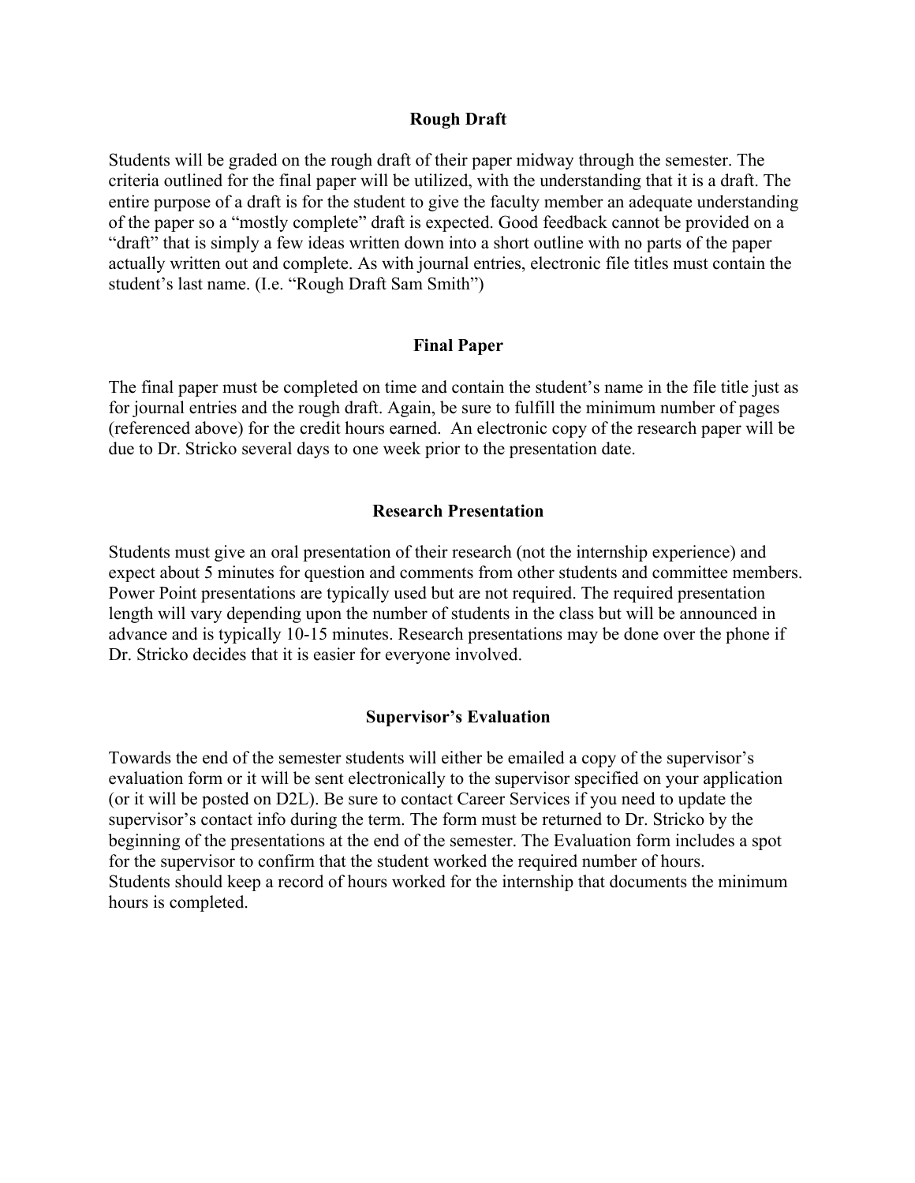## Rough Draft

Students will be graded on the rough draft of their paper midway through the semester. The criteria outlined for the final paper will be utilized, with the understanding that it is a draft. The entire purpose of a draft is for the student to give the faculty member an adequate understanding of the paper so a "mostly complete" draft is expected. Good feedback cannot be provided on a "draft" that is simply a few ideas written down into a short outline with no parts of the paper actually written out and complete. As with journal entries, electronic file titles must contain the student's last name. (I.e. "Rough Draft Sam Smith")

## Final Paper

The final paper must be completed on time and contain the student's name in the file title just as for journal entries and the rough draft. Again, be sure to fulfill the minimum number of pages (referenced above) for the credit hours earned. An electronic copy of the research paper will be due to Dr. Stricko several days to one week prior to the presentation date.

## Research Presentation

Students must give an oral presentation of their research (not the internship experience) and expect about 5 minutes for question and comments from other students and committee members. Power Point presentations are typically used but are not required. The required presentation length will vary depending upon the number of students in the class but will be announced in advance and is typically 10-15 minutes. Research presentations may be done over the phone if Dr. Stricko decides that it is easier for everyone involved.

## Supervisor's Evaluation

Towards the end of the semester students will either be emailed a copy of the supervisor's evaluation form or it will be sent electronically to the supervisor specified on your application (or it will be posted on D2L). Be sure to contact Career Services if you need to update the supervisor's contact info during the term. The form must be returned to Dr. Stricko by the beginning of the presentations at the end of the semester. The Evaluation form includes a spot for the supervisor to confirm that the student worked the required number of hours.
Students should keep a record of hours worked for the internship that documents the minimum hours is completed.